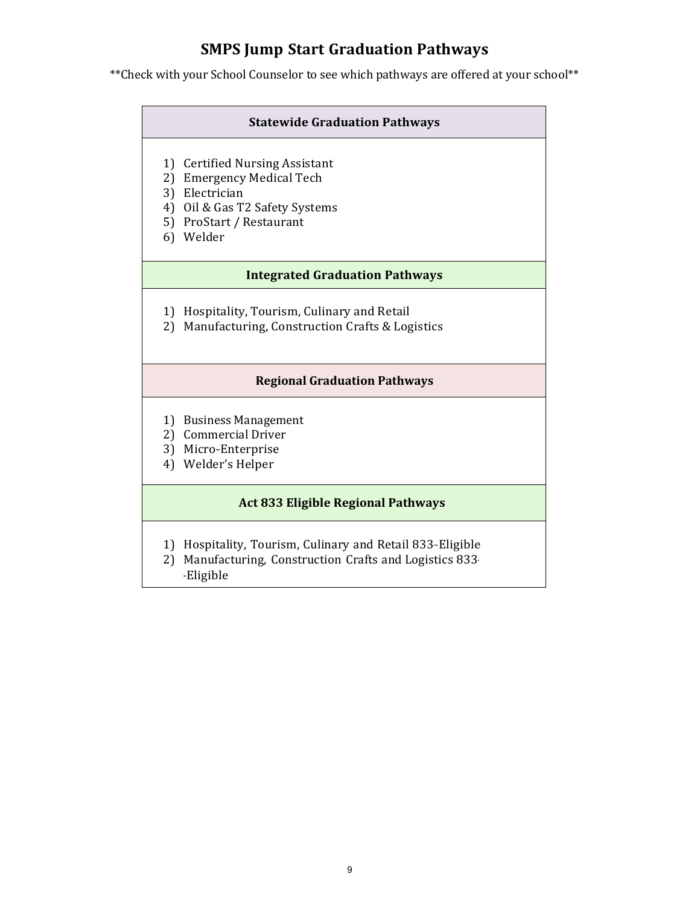# SMPS Jump Start Graduation Pathways

**Check with your School Counselor to see which pathways are offered at your school**

| Statewide Graduation Pathways |
|---|
| 1) Certified Nursing Assistant<br>2) Emergency Medical Tech<br>3) Electrician<br>4) Oil & Gas T2 Safety Systems<br>5) ProStart / Restaurant<br>6) Welder |
| **Integrated Graduation Pathways** |
| 1) Hospitality, Tourism, Culinary and Retail<br>2) Manufacturing, Construction Crafts & Logistics |
| **Regional Graduation Pathways** |
| 1) Business Management<br>2) Commercial Driver<br>3) Micro-Enterprise<br>4) Welder's Helper |
| **Act 833 Eligible Regional Pathways** |
| 1) Hospitality, Tourism, Culinary and Retail 833--Eligible<br>2) Manufacturing, Construction Crafts and Logistics 833--Eligible |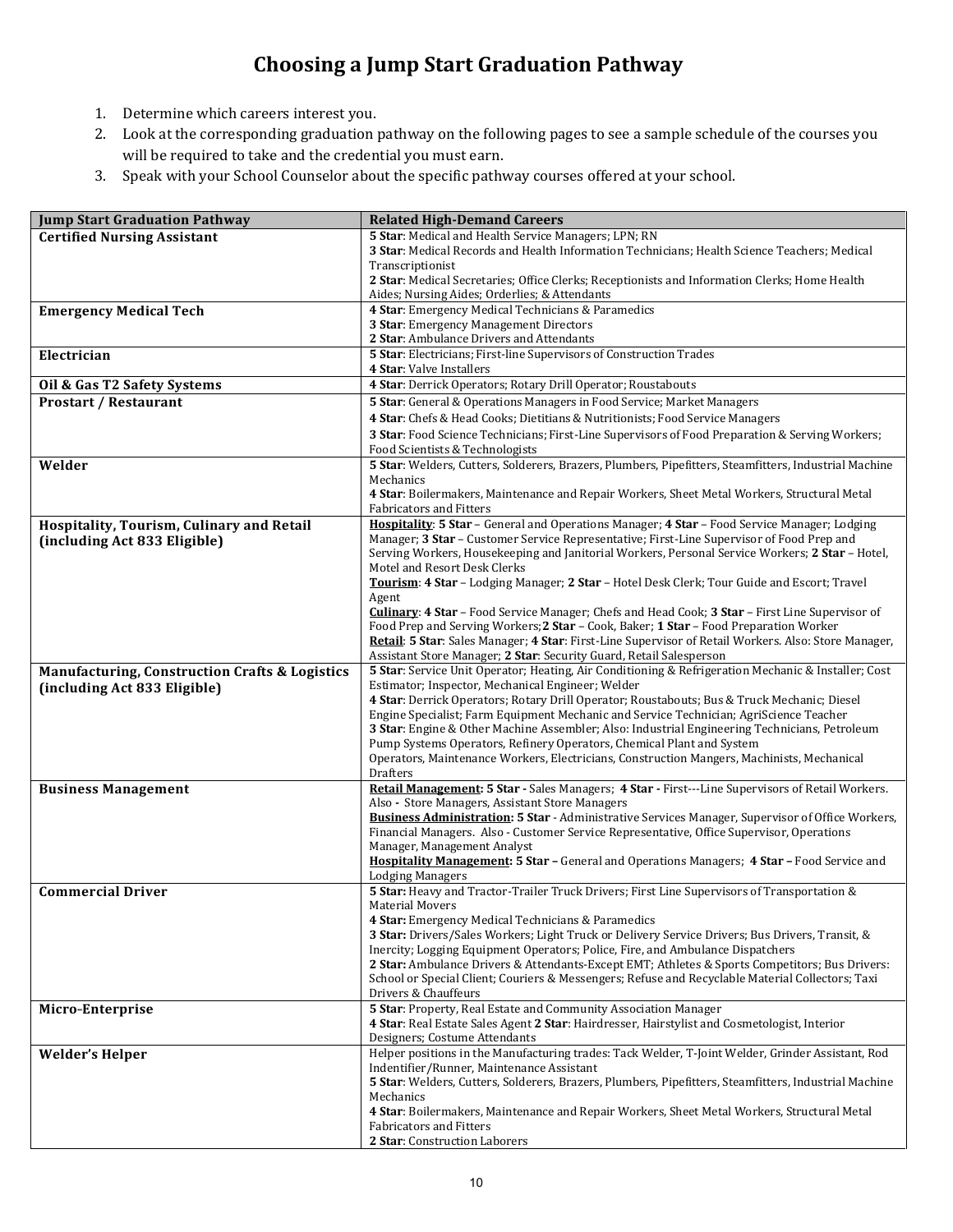# Choosing a Jump Start Graduation Pathway

1. Determine which careers interest you.
2. Look at the corresponding graduation pathway on the following pages to see a sample schedule of the courses you will be required to take and the credential you must earn.
3. Speak with your School Counselor about the specific pathway courses offered at your school.

| Jump Start Graduation Pathway | Related High-Demand Careers |
|---|---|
| **Certified Nursing Assistant** | **5 Star**: Medical and Health Service Managers; LPN; RN<br>**3 Star**: Medical Records and Health Information Technicians; Health Science Teachers; Medical Transcriptionist<br>**2 Star**: Medical Secretaries; Office Clerks; Receptionists and Information Clerks; Home Health Aides; Nursing Aides; Orderlies; & Attendants |
| **Emergency Medical Tech** | **4 Star**: Emergency Medical Technicians & Paramedics<br>**3 Star**: Emergency Management Directors<br>**2 Star**: Ambulance Drivers and Attendants |
| **Electrician** | **5 Star**: Electricians; First-line Supervisors of Construction Trades<br>**4 Star**: Valve Installers |
| **Oil & Gas T2 Safety Systems** | **4 Star**: Derrick Operators; Rotary Drill Operator; Roustabouts |
| **Prostart / Restaurant** | **5 Star**: General & Operations Managers in Food Service; Market Managers<br>**4 Star**: Chefs & Head Cooks; Dietitians & Nutritionists; Food Service Managers<br>**3 Star**: Food Science Technicians; First-Line Supervisors of Food Preparation & Serving Workers; Food Scientists & Technologists |
| **Welder** | **5 Star**: Welders, Cutters, Solderers, Brazers, Plumbers, Pipefitters, Steamfitters, Industrial Machine Mechanics<br>**4 Star**: Boilermakers, Maintenance and Repair Workers, Sheet Metal Workers, Structural Metal Fabricators and Fitters |
| **Hospitality, Tourism, Culinary and Retail (including Act 833 Eligible)** | **<u>Hospitality</u>**: **5 Star** – General and Operations Manager; **4 Star** – Food Service Manager; Lodging Manager; **3 Star** – Customer Service Representative; First-Line Supervisor of Food Prep and Serving Workers, Housekeeping and Janitorial Workers, Personal Service Workers; **2 Star** – Hotel, Motel and Resort Desk Clerks<br>**<u>Tourism</u>**: **4 Star** – Lodging Manager; **2 Star** – Hotel Desk Clerk; Tour Guide and Escort; Travel Agent<br>**<u>Culinary</u>**: **4 Star** – Food Service Manager; Chefs and Head Cook; **3 Star** – First Line Supervisor of Food Prep and Serving Workers;**2 Star** – Cook, Baker; **1 Star** – Food Preparation Worker<br>**<u>Retail</u>**: **5 Star**: Sales Manager; **4 Star**: First-Line Supervisor of Retail Workers. Also: Store Manager, Assistant Store Manager; **2 Star**: Security Guard, Retail Salesperson |
| **Manufacturing, Construction Crafts & Logistics (including Act 833 Eligible)** | **5 Star**: Service Unit Operator; Heating, Air Conditioning & Refrigeration Mechanic & Installer; Cost Estimator; Inspector, Mechanical Engineer; Welder<br>**4 Star**: Derrick Operators; Rotary Drill Operator; Roustabouts; Bus & Truck Mechanic; Diesel Engine Specialist; Farm Equipment Mechanic and Service Technician; AgriScience Teacher<br>**3 Star**: Engine & Other Machine Assembler; Also: Industrial Engineering Technicians, Petroleum Pump Systems Operators, Refinery Operators, Chemical Plant and System Operators, Maintenance Workers, Electricians, Construction Mangers, Machinists, Mechanical Drafters |
| **Business Management** | **<u>Retail Management</u>: 5 Star -** Sales Managers; **4 Star -** First---Line Supervisors of Retail Workers. Also - Store Managers, Assistant Store Managers<br>**<u>Business Administration</u>: 5 Star** - Administrative Services Manager, Supervisor of Office Workers, Financial Managers. Also - Customer Service Representative, Office Supervisor, Operations Manager, Management Analyst<br>**<u>Hospitality Management</u>: 5 Star –** General and Operations Managers; **4 Star –** Food Service and Lodging Managers |
| **Commercial Driver** | **5 Star:** Heavy and Tractor-Trailer Truck Drivers; First Line Supervisors of Transportation & Material Movers<br>**4 Star:** Emergency Medical Technicians & Paramedics<br>**3 Star:** Drivers/Sales Workers; Light Truck or Delivery Service Drivers; Bus Drivers, Transit, & Inercity; Logging Equipment Operators; Police, Fire, and Ambulance Dispatchers<br>**2 Star:** Ambulance Drivers & Attendants-Except EMT; Athletes & Sports Competitors; Bus Drivers: School or Special Client; Couriers & Messengers; Refuse and Recyclable Material Collectors; Taxi Drivers & Chauffeurs |
| **Micro-Enterprise** | **5 Star**: Property, Real Estate and Community Association Manager<br>**4 Star**: Real Estate Sales Agent **2 Star**: Hairdresser, Hairstylist and Cosmetologist, Interior Designers; Costume Attendants |
| **Welder's Helper** | Helper positions in the Manufacturing trades: Tack Welder, T-Joint Welder, Grinder Assistant, Rod Indentifier/Runner, Maintenance Assistant<br>**5 Star**: Welders, Cutters, Solderers, Brazers, Plumbers, Pipefitters, Steamfitters, Industrial Machine Mechanics<br>**4 Star**: Boilermakers, Maintenance and Repair Workers, Sheet Metal Workers, Structural Metal Fabricators and Fitters<br>**2 Star**: Construction Laborers |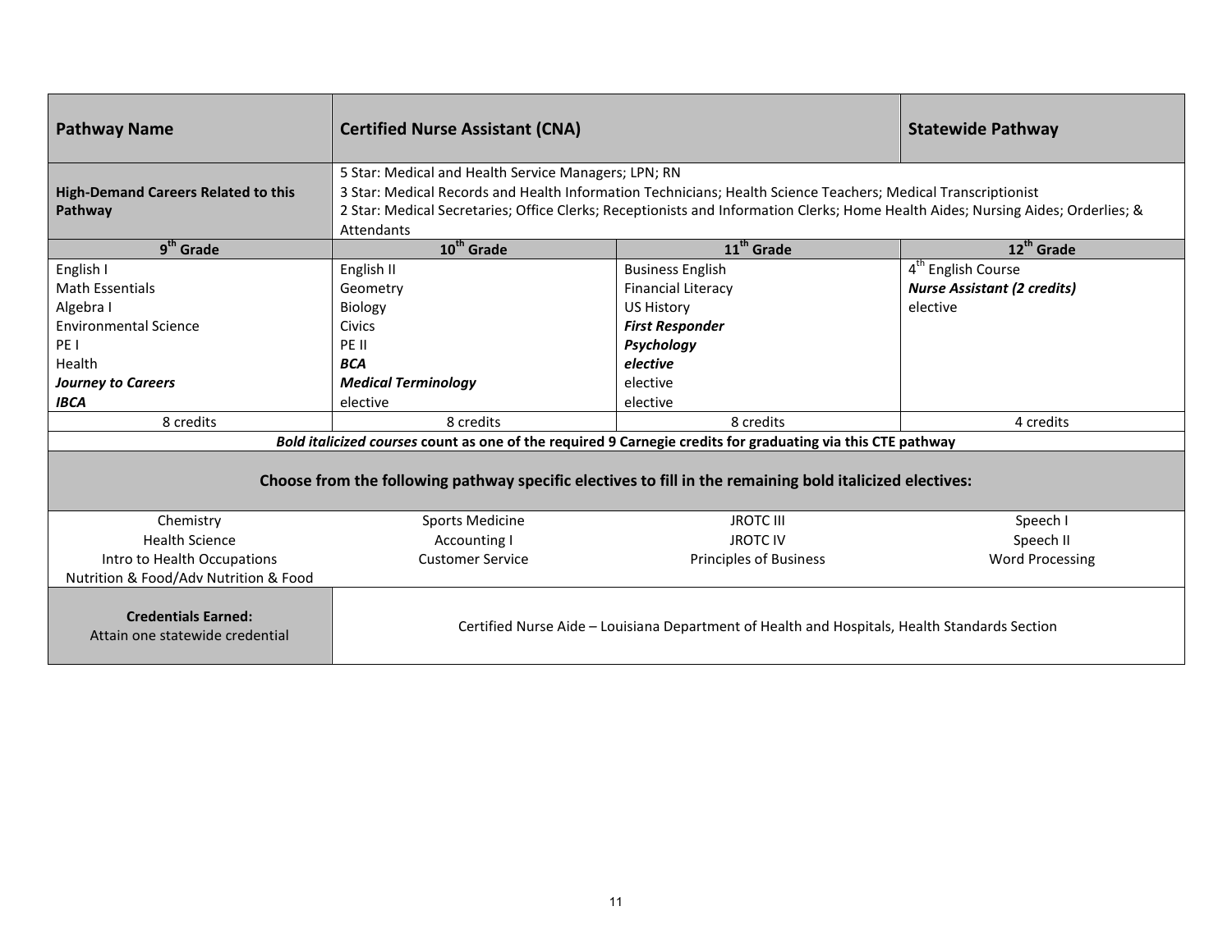| Pathway Name | Certified Nurse Assistant (CNA) | | Statewide Pathway |
|---|---|---|---|
| **High-Demand Careers Related to this Pathway** | 5 Star: Medical and Health Service Managers; LPN; RN<br>3 Star: Medical Records and Health Information Technicians; Health Science Teachers; Medical Transcriptionist<br>2 Star: Medical Secretaries; Office Clerks; Receptionists and Information Clerks; Home Health Aides; Nursing Aides; Orderlies; & Attendants | | |
| **9th Grade** | **10th Grade** | **11th Grade** | **12th Grade** |
| English I<br>Math Essentials<br>Algebra I<br>Environmental Science<br>PE I<br>Health<br>***Journey to Careers***<br>***IBCA*** | English II<br>Geometry<br>Biology<br>Civics<br>PE II<br>***BCA***<br>***Medical Terminology***<br>elective | Business English<br>Financial Literacy<br>US History<br>***First Responder***<br>***Psychology***<br>***elective***<br>elective<br>elective | 4th English Course<br>***Nurse Assistant (2 credits)***<br>elective |
| 8 credits | 8 credits | 8 credits | 4 credits |
| ***Bold italicized courses*** **count as one of the required 9 Carnegie credits for graduating via this CTE pathway** | | | |
| **Choose from the following pathway specific electives to fill in the remaining bold italicized electives:** | | | |
| Chemistry<br>Health Science<br>Intro to Health Occupations<br>Nutrition & Food/Adv Nutrition & Food | Sports Medicine<br>Accounting I<br>Customer Service | JROTC III<br>JROTC IV<br>Principles of Business | Speech I<br>Speech II<br>Word Processing |
| **Credentials Earned:**<br>Attain one statewide credential | Certified Nurse Aide – Louisiana Department of Health and Hospitals, Health Standards Section | | |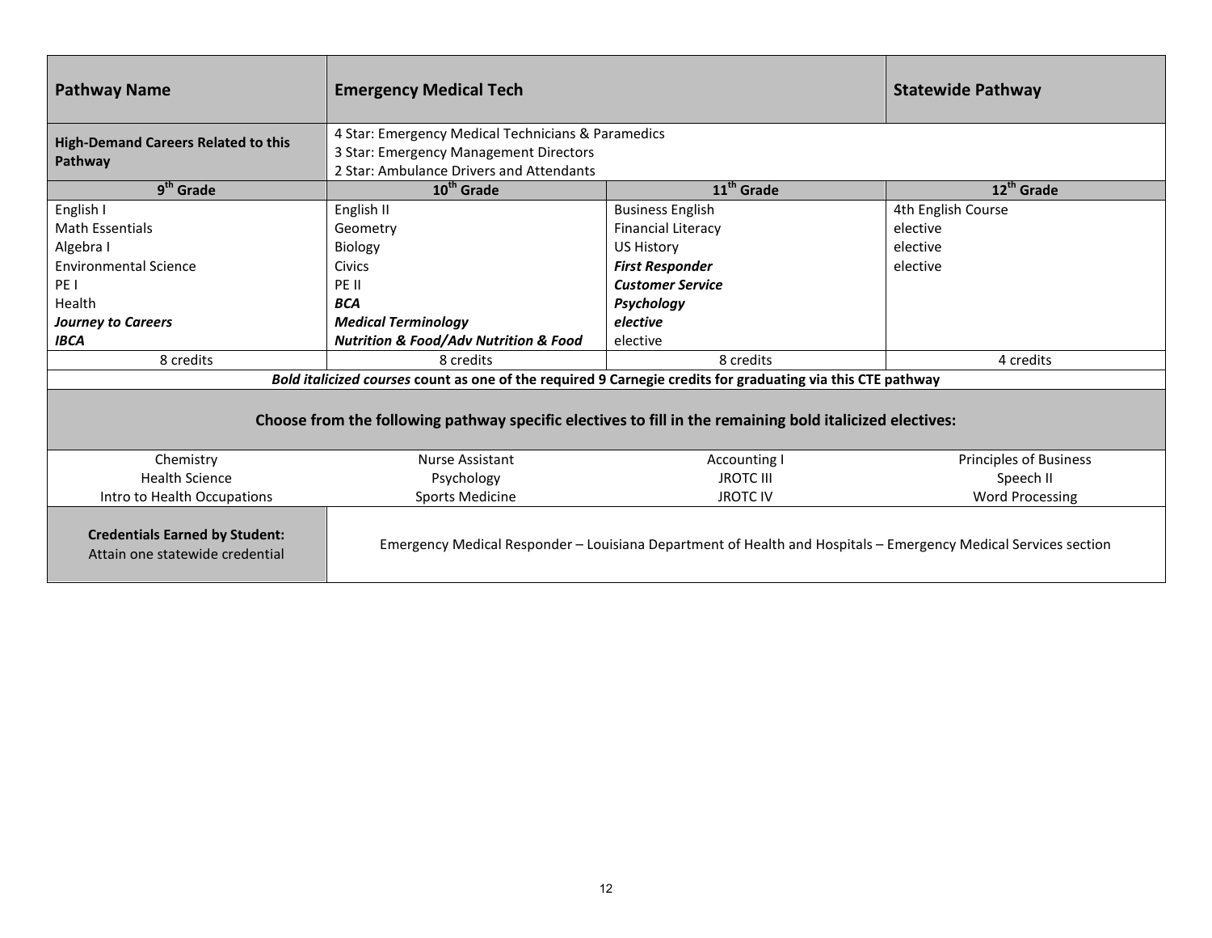| **Pathway Name** | **Emergency Medical Tech** | | **Statewide Pathway** |
|---|---|---|---|
| **High-Demand Careers Related to this Pathway** | 4 Star: Emergency Medical Technicians & Paramedics<br>3 Star: Emergency Management Directors<br>2 Star: Ambulance Drivers and Attendants | | |
| **9th Grade** | **10th Grade** | **11th Grade** | **12th Grade** |
| English I | English II | Business English | 4th English Course |
| Math Essentials | Geometry | Financial Literacy | elective |
| Algebra I | Biology | US History | elective |
| Environmental Science | Civics | ***First Responder*** | elective |
| PE I | PE II | ***Customer Service*** | |
| Health | ***BCA*** | ***Psychology*** | |
| ***Journey to Careers*** | ***Medical Terminology*** | ***elective*** | |
| ***IBCA*** | ***Nutrition & Food/Adv Nutrition & Food*** | elective | |
| 8 credits | 8 credits | 8 credits | 4 credits |
| ***Bold italicized courses*** **count as one of the required 9 Carnegie credits for graduating via this CTE pathway** | | | |
| **Choose from the following pathway specific electives to fill in the remaining bold italicized electives:** | | | |
| Chemistry | Nurse Assistant | Accounting I | Principles of Business |
| Health Science | Psychology | JROTC III | Speech II |
| Intro to Health Occupations | Sports Medicine | JROTC IV | Word Processing |
| **Credentials Earned by Student:**<br>Attain one statewide credential | Emergency Medical Responder – Louisiana Department of Health and Hospitals – Emergency Medical Services section | | |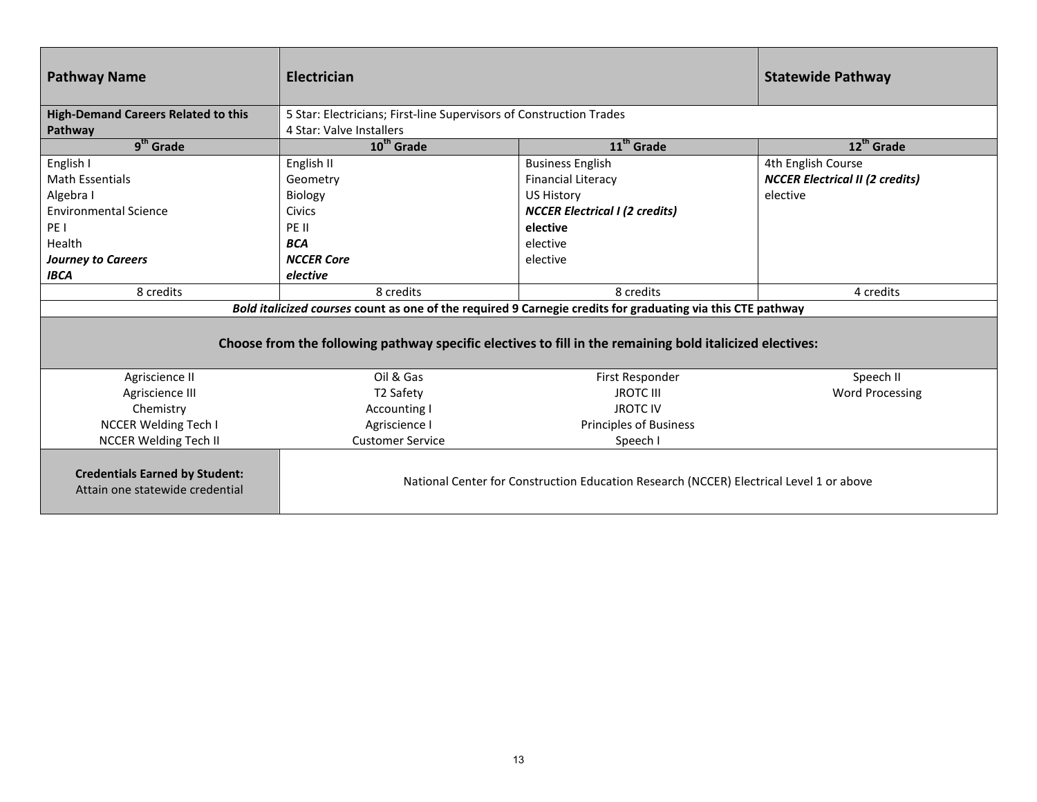| **Pathway Name** | **Electrician** | | **Statewide Pathway** |
|---|---|---|---|
| **High-Demand Careers Related to this Pathway** | 5 Star: Electricians; First-line Supervisors of Construction Trades<br>4 Star: Valve Installers | | |
| **9th Grade** | **10th Grade** | **11th Grade** | **12th Grade** |
| English I<br>Math Essentials<br>Algebra I<br>Environmental Science<br>PE I<br>Health<br>***Journey to Careers***<br>***IBCA*** | English II<br>Geometry<br>Biology<br>Civics<br>PE II<br>***BCA***<br>***NCCER Core***<br>***elective*** | Business English<br>Financial Literacy<br>US History<br>***NCCER Electrical I (2 credits)***<br>**elective**<br>elective<br>elective | 4th English Course<br>***NCCER Electrical II (2 credits)***<br>elective |
| 8 credits | 8 credits | 8 credits | 4 credits |
| ***Bold italicized courses*** **count as one of the required 9 Carnegie credits for graduating via this CTE pathway** | | | |
| **Choose from the following pathway specific electives to fill in the remaining bold italicized electives:** | | | |
| Agriscience II<br>Agriscience III<br>Chemistry<br>NCCER Welding Tech I<br>NCCER Welding Tech II | Oil & Gas<br>T2 Safety<br>Accounting I<br>Agriscience I<br>Customer Service | First Responder<br>JROTC III<br>JROTC IV<br>Principles of Business<br>Speech I | Speech II<br>Word Processing |
| **Credentials Earned by Student:**<br>Attain one statewide credential | National Center for Construction Education Research (NCCER) Electrical Level 1 or above | | |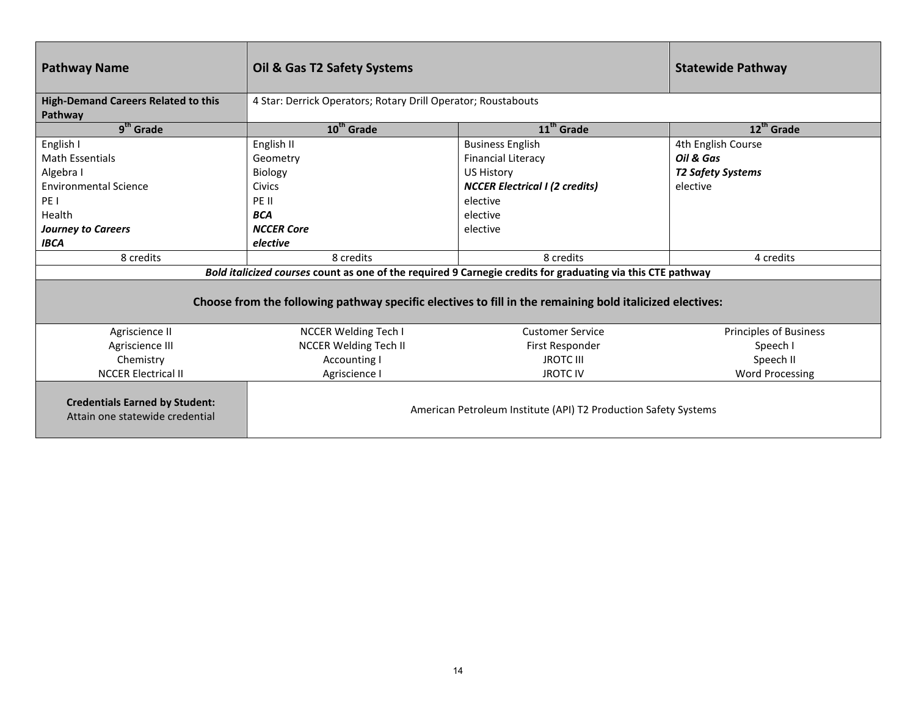| Pathway Name | Oil & Gas T2 Safety Systems | | Statewide Pathway |
|---|---|---|---|
| **High-Demand Careers Related to this Pathway** | 4 Star: Derrick Operators; Rotary Drill Operator; Roustabouts | | |
| **9th Grade** | **10th Grade** | **11th Grade** | **12th Grade** |
| English I<br>Math Essentials<br>Algebra I<br>Environmental Science<br>PE I<br>Health<br>***Journey to Careers***<br>***IBCA*** | English II<br>Geometry<br>Biology<br>Civics<br>PE II<br>***BCA***<br>***NCCER Core***<br>***elective*** | Business English<br>Financial Literacy<br>US History<br>***NCCER Electrical I (2 credits)***<br>elective<br>elective<br>elective | 4th English Course<br>***Oil & Gas***<br>***T2 Safety Systems***<br>elective |
| 8 credits | 8 credits | 8 credits | 4 credits |
| ***Bold italicized courses*** **count as one of the required 9 Carnegie credits for graduating via this CTE pathway** | | | |
| **Choose from the following pathway specific electives to fill in the remaining bold italicized electives:** | | | |
| Agriscience II<br>Agriscience III<br>Chemistry<br>NCCER Electrical II | NCCER Welding Tech I<br>NCCER Welding Tech II<br>Accounting I<br>Agriscience I | Customer Service<br>First Responder<br>JROTC III<br>JROTC IV | Principles of Business<br>Speech I<br>Speech II<br>Word Processing |
| **Credentials Earned by Student:**<br>Attain one statewide credential | American Petroleum Institute (API) T2 Production Safety Systems | | |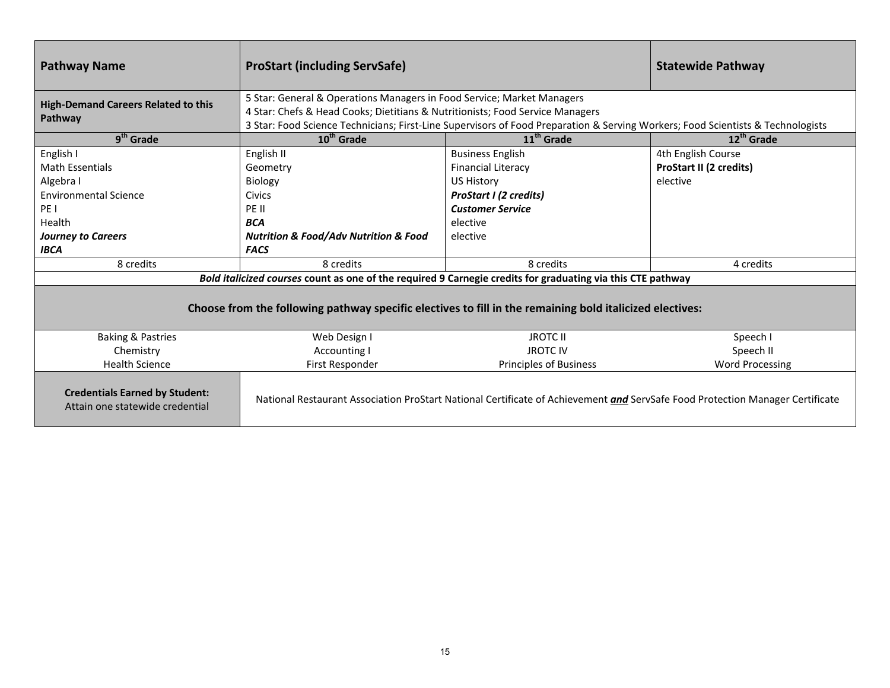| **Pathway Name** | **ProStart (including ServSafe)** | | **Statewide Pathway** |
|---|---|---|---|
| **High-Demand Careers Related to this Pathway** | 5 Star: General & Operations Managers in Food Service; Market Managers<br>4 Star: Chefs & Head Cooks; Dietitians & Nutritionists; Food Service Managers<br>3 Star: Food Science Technicians; First-Line Supervisors of Food Preparation & Serving Workers; Food Scientists & Technologists | | |
| **9th Grade** | **10th Grade** | **11th Grade** | **12th Grade** |
| English I<br>Math Essentials<br>Algebra I<br>Environmental Science<br>PE I<br>Health<br>***Journey to Careers***<br>***IBCA*** | English II<br>Geometry<br>Biology<br>Civics<br>PE II<br>***BCA***<br>***Nutrition & Food/Adv Nutrition & Food***<br>***FACS*** | Business English<br>Financial Literacy<br>US History<br>***ProStart I (2 credits)***<br>***Customer Service***<br>elective<br>elective | 4th English Course<br>**ProStart II (2 credits)**<br>elective |
| 8 credits | 8 credits | 8 credits | 4 credits |
| ***Bold italicized courses*** **count as one of the required 9 Carnegie credits for graduating via this CTE pathway** | | | |
| **Choose from the following pathway specific electives to fill in the remaining bold italicized electives:** | | | |
| Baking & Pastries<br>Chemistry<br>Health Science | Web Design I<br>Accounting I<br>First Responder | JROTC II<br>JROTC IV<br>Principles of Business | Speech I<br>Speech II<br>Word Processing |
| **Credentials Earned by Student:**<br>Attain one statewide credential | National Restaurant Association ProStart National Certificate of Achievement ***and*** ServSafe Food Protection Manager Certificate | | |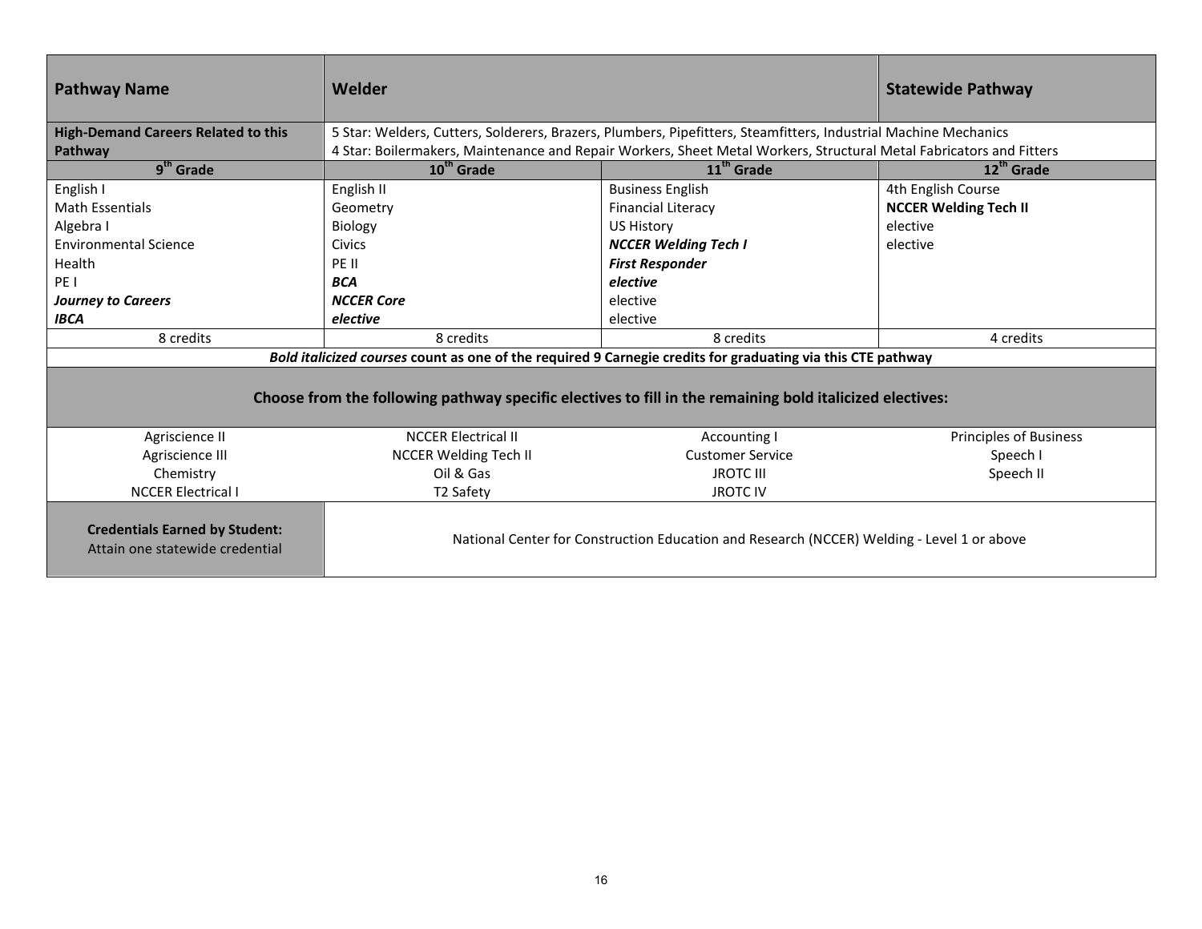| **Pathway Name** | **Welder** | | **Statewide Pathway** |
|---|---|---|---|
| **High-Demand Careers Related to this Pathway** | 5 Star: Welders, Cutters, Solderers, Brazers, Plumbers, Pipefitters, Steamfitters, Industrial Machine Mechanics<br>4 Star: Boilermakers, Maintenance and Repair Workers, Sheet Metal Workers, Structural Metal Fabricators and Fitters | | |
| **9th Grade** | **10th Grade** | **11th Grade** | **12th Grade** |
| English I<br>Math Essentials<br>Algebra I<br>Environmental Science<br>Health<br>PE I<br>***Journey to Careers***<br>***IBCA*** | English II<br>Geometry<br>Biology<br>Civics<br>PE II<br>***BCA***<br>***NCCER Core***<br>***elective*** | Business English<br>Financial Literacy<br>US History<br>***NCCER Welding Tech I***<br>***First Responder***<br>***elective***<br>elective<br>elective | 4th English Course<br>**NCCER Welding Tech II**<br>elective<br>elective |
| 8 credits | 8 credits | 8 credits | 4 credits |
| ***Bold italicized courses*** **count as one of the required 9 Carnegie credits for graduating via this CTE pathway** | | | |
| **Choose from the following pathway specific electives to fill in the remaining bold italicized electives:** | | | |
| Agriscience II<br>Agriscience III<br>Chemistry<br>NCCER Electrical I | NCCER Electrical II<br>NCCER Welding Tech II<br>Oil & Gas<br>T2 Safety | Accounting I<br>Customer Service<br>JROTC III<br>JROTC IV | Principles of Business<br>Speech I<br>Speech II |
| **Credentials Earned by Student:**<br>Attain one statewide credential | National Center for Construction Education and Research (NCCER) Welding - Level 1 or above | | |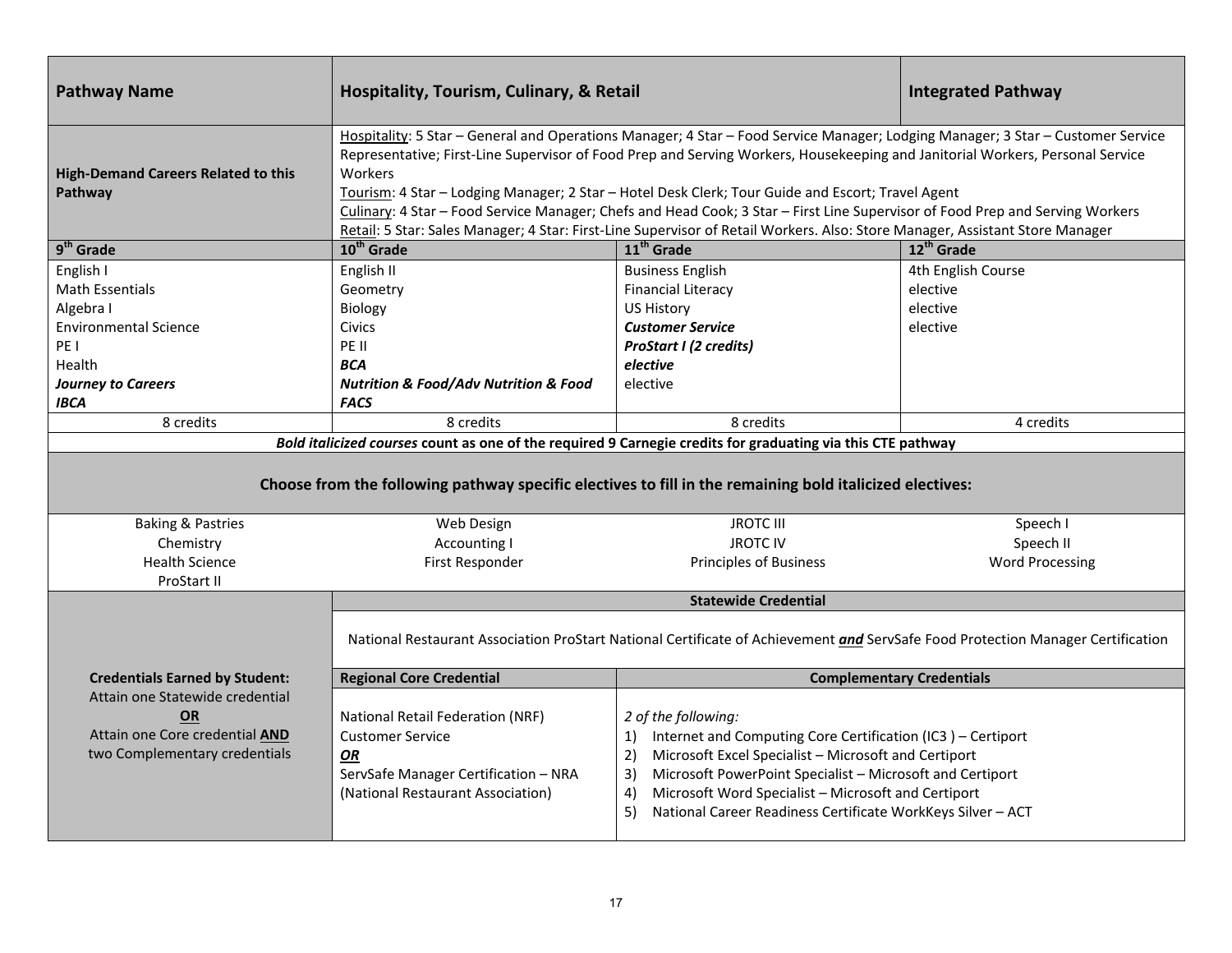| **Pathway Name** | **Hospitality, Tourism, Culinary, & Retail** | | **Integrated Pathway** |
|---|---|---|---|
| **High-Demand Careers Related to this Pathway** | Hospitality: 5 Star – General and Operations Manager; 4 Star – Food Service Manager; Lodging Manager; 3 Star – Customer Service Representative; First-Line Supervisor of Food Prep and Serving Workers, Housekeeping and Janitorial Workers, Personal Service Workers<br>Tourism: 4 Star – Lodging Manager; 2 Star – Hotel Desk Clerk; Tour Guide and Escort; Travel Agent<br>Culinary: 4 Star – Food Service Manager; Chefs and Head Cook; 3 Star – First Line Supervisor of Food Prep and Serving Workers<br>Retail: 5 Star: Sales Manager; 4 Star: First-Line Supervisor of Retail Workers. Also: Store Manager, Assistant Store Manager | | |
| **9th Grade** | **10th Grade** | **11th Grade** | **12th Grade** |
| English I<br>Math Essentials<br>Algebra I<br>Environmental Science<br>PE I<br>Health<br>***Journey to Careers***<br>***IBCA*** | English II<br>Geometry<br>Biology<br>Civics<br>PE II<br>***BCA***<br>***Nutrition & Food/Adv Nutrition & Food***<br>***FACS*** | Business English<br>Financial Literacy<br>US History<br>***Customer Service***<br>***ProStart I (2 credits)***<br>***elective***<br>elective | 4th English Course<br>elective<br>elective<br>elective |
| 8 credits | 8 credits | 8 credits | 4 credits |

***Bold italicized courses*** **count as one of the required 9 Carnegie credits for graduating via this CTE pathway**

**Choose from the following pathway specific electives to fill in the remaining bold italicized electives:**

| | | | |
|---|---|---|---|
| Baking & Pastries<br>Chemistry<br>Health Science<br>ProStart II | Web Design<br>Accounting I<br>First Responder | JROTC III<br>JROTC IV<br>Principles of Business | Speech I<br>Speech II<br>Word Processing |

| **Credentials Earned by Student:** | **Statewide Credential** | |
|---|---|---|
| Attain one Statewide credential<br>**OR**<br>Attain one Core credential **AND** two Complementary credentials | National Restaurant Association ProStart National Certificate of Achievement ***and*** ServSafe Food Protection Manager Certification | |
| | **Regional Core Credential** | **Complementary Credentials** |
| | National Retail Federation (NRF) Customer Service<br>***OR***<br>ServSafe Manager Certification – NRA (National Restaurant Association) | *2 of the following:*<br>1) Internet and Computing Core Certification (IC3 ) – Certiport<br>2) Microsoft Excel Specialist – Microsoft and Certiport<br>3) Microsoft PowerPoint Specialist – Microsoft and Certiport<br>4) Microsoft Word Specialist – Microsoft and Certiport<br>5) National Career Readiness Certificate WorkKeys Silver – ACT |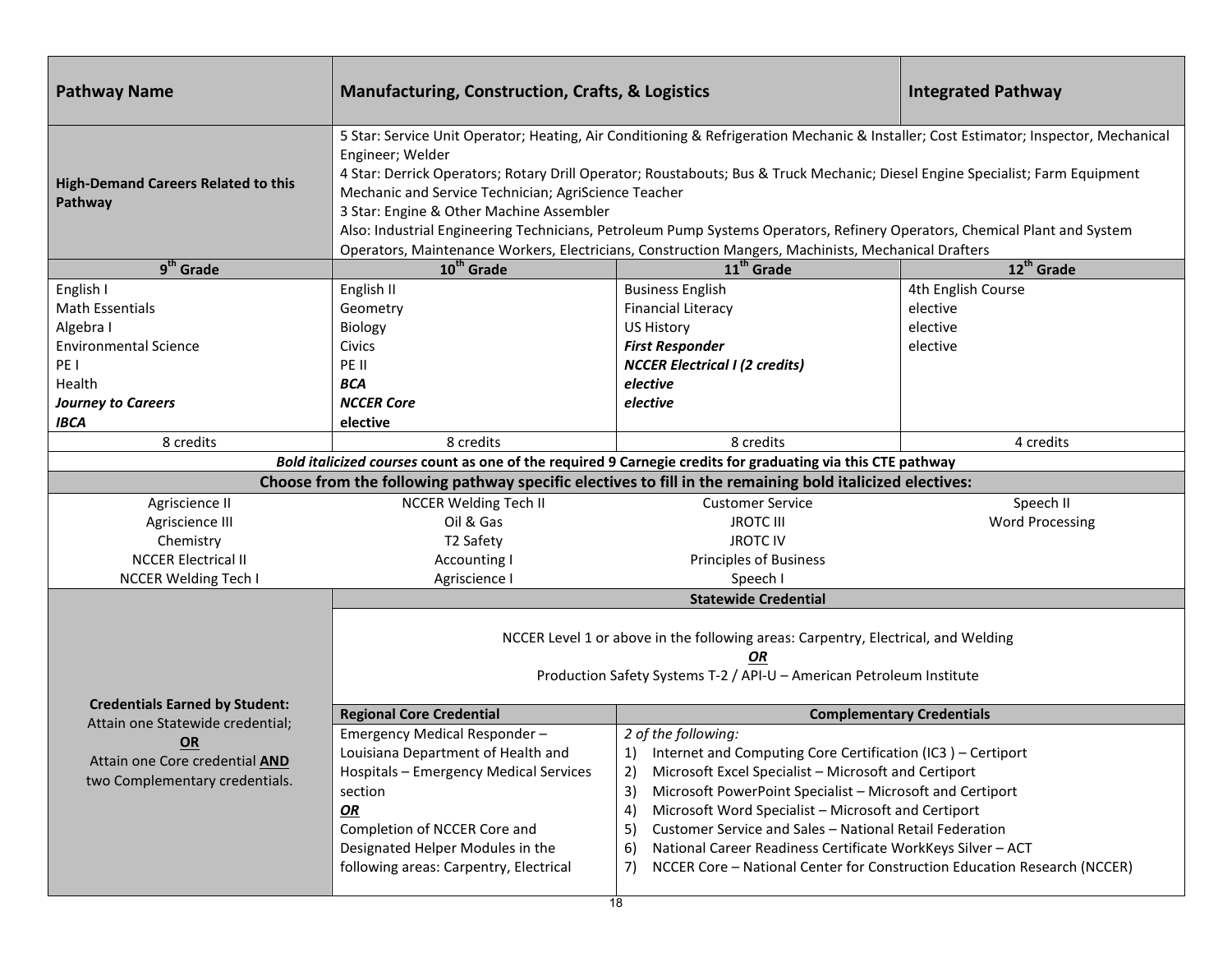| Pathway Name | Manufacturing, Construction, Crafts, & Logistics | | Integrated Pathway |
|---|---|---|---|
| **High-Demand Careers Related to this Pathway** | 5 Star: Service Unit Operator; Heating, Air Conditioning & Refrigeration Mechanic & Installer; Cost Estimator; Inspector, Mechanical Engineer; Welder<br>4 Star: Derrick Operators; Rotary Drill Operator; Roustabouts; Bus & Truck Mechanic; Diesel Engine Specialist; Farm Equipment Mechanic and Service Technician; AgriScience Teacher<br>3 Star: Engine & Other Machine Assembler<br>Also: Industrial Engineering Technicians, Petroleum Pump Systems Operators, Refinery Operators, Chemical Plant and System Operators, Maintenance Workers, Electricians, Construction Mangers, Machinists, Mechanical Drafters | | |
| **9th Grade** | **10th Grade** | **11th Grade** | **12th Grade** |
| English I<br>Math Essentials<br>Algebra I<br>Environmental Science<br>PE I<br>Health<br>***Journey to Careers***<br>***IBCA*** | English II<br>Geometry<br>Biology<br>Civics<br>PE II<br>***BCA***<br>***NCCER Core***<br>**elective** | Business English<br>Financial Literacy<br>US History<br>***First Responder***<br>***NCCER Electrical I (2 credits)***<br>***elective***<br>***elective*** | 4th English Course<br>elective<br>elective<br>elective |
| 8 credits | 8 credits | 8 credits | 4 credits |
| ***Bold italicized courses*** **count as one of the required 9 Carnegie credits for graduating via this CTE pathway** | | | |
| **Choose from the following pathway specific electives to fill in the remaining bold italicized electives:** | | | |
| Agriscience II<br>Agriscience III<br>Chemistry<br>NCCER Electrical II<br>NCCER Welding Tech I | NCCER Welding Tech II<br>Oil & Gas<br>T2 Safety<br>Accounting I<br>Agriscience I | Customer Service<br>JROTC III<br>JROTC IV<br>Principles of Business<br>Speech I | Speech II<br>Word Processing |

| **Credentials Earned by Student:**<br>Attain one Statewide credential;<br>**OR**<br>Attain one Core credential **AND** two Complementary credentials. | **Statewide Credential** | |
|---|---|---|
| | NCCER Level 1 or above in the following areas: Carpentry, Electrical, and Welding<br>***OR***<br>Production Safety Systems T-2 / API-U – American Petroleum Institute | |
| | **Regional Core Credential** | **Complementary Credentials** |
| | Emergency Medical Responder – Louisiana Department of Health and Hospitals – Emergency Medical Services section<br>***OR***<br>Completion of NCCER Core and Designated Helper Modules in the following areas: Carpentry, Electrical | *2 of the following:*<br>1) Internet and Computing Core Certification (IC3 ) – Certiport<br>2) Microsoft Excel Specialist – Microsoft and Certiport<br>3) Microsoft PowerPoint Specialist – Microsoft and Certiport<br>4) Microsoft Word Specialist – Microsoft and Certiport<br>5) Customer Service and Sales – National Retail Federation<br>6) National Career Readiness Certificate WorkKeys Silver – ACT<br>7) NCCER Core – National Center for Construction Education Research (NCCER) |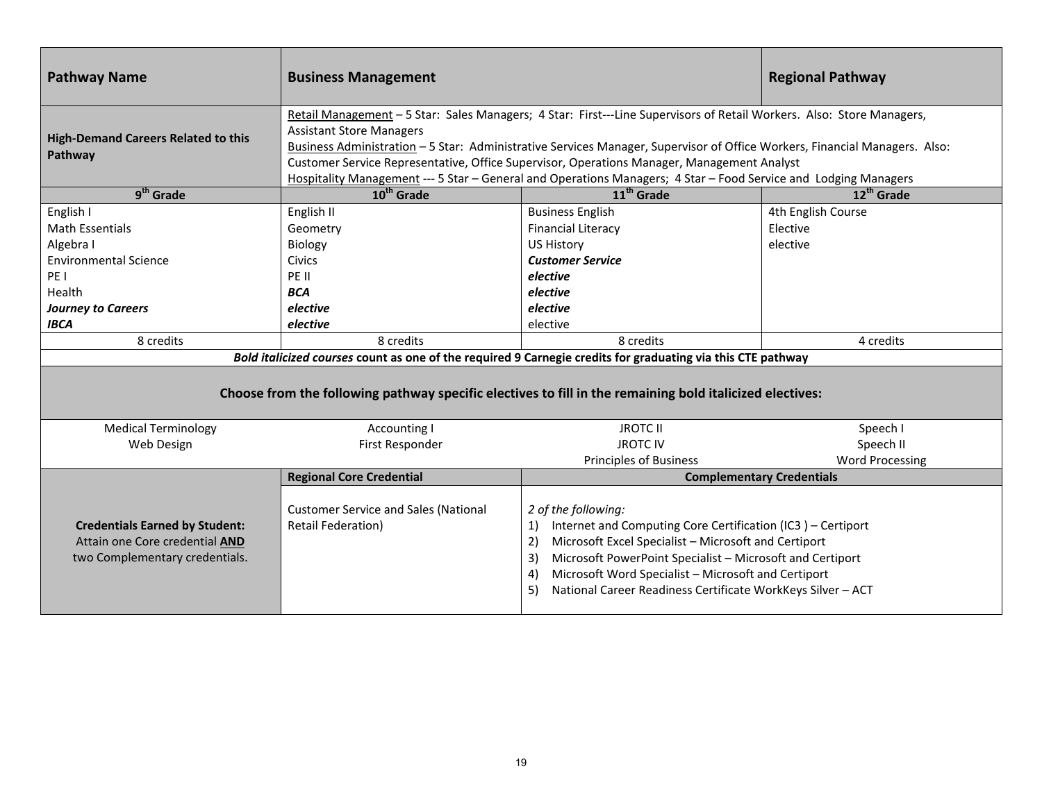| **Pathway Name** | **Business Management** | | **Regional Pathway** |
|---|---|---|---|
| **High-Demand Careers Related to this Pathway** | Retail Management – 5 Star: Sales Managers; 4 Star: First---Line Supervisors of Retail Workers. Also: Store Managers, Assistant Store Managers<br>Business Administration – 5 Star: Administrative Services Manager, Supervisor of Office Workers, Financial Managers. Also: Customer Service Representative, Office Supervisor, Operations Manager, Management Analyst<br>Hospitality Management --- 5 Star – General and Operations Managers; 4 Star – Food Service and Lodging Managers | | |
| **9th Grade** | **10th Grade** | **11th Grade** | **12th Grade** |
| English I | English II | Business English | 4th English Course |
| Math Essentials | Geometry | Financial Literacy | Elective |
| Algebra I | Biology | US History | elective |
| Environmental Science | Civics | ***Customer Service*** | |
| PE I | PE II | ***elective*** | |
| Health | ***BCA*** | ***elective*** | |
| ***Journey to Careers*** | ***elective*** | ***elective*** | |
| ***IBCA*** | ***elective*** | elective | |
| 8 credits | 8 credits | 8 credits | 4 credits |
| ***Bold italicized courses*** **count as one of the required 9 Carnegie credits for graduating via this CTE pathway** | | | |
| **Choose from the following pathway specific electives to fill in the remaining bold italicized electives:** | | | |
| Medical Terminology | Accounting I | JROTC II | Speech I |
| Web Design | First Responder | JROTC IV | Speech II |
| | | Principles of Business | Word Processing |
| | **Regional Core Credential** | **Complementary Credentials** | |
| **Credentials Earned by Student:** Attain one Core credential **AND** two Complementary credentials. | Customer Service and Sales (National Retail Federation) | *2 of the following:*<br>1) Internet and Computing Core Certification (IC3 ) – Certiport<br>2) Microsoft Excel Specialist – Microsoft and Certiport<br>3) Microsoft PowerPoint Specialist – Microsoft and Certiport<br>4) Microsoft Word Specialist – Microsoft and Certiport<br>5) National Career Readiness Certificate WorkKeys Silver – ACT | |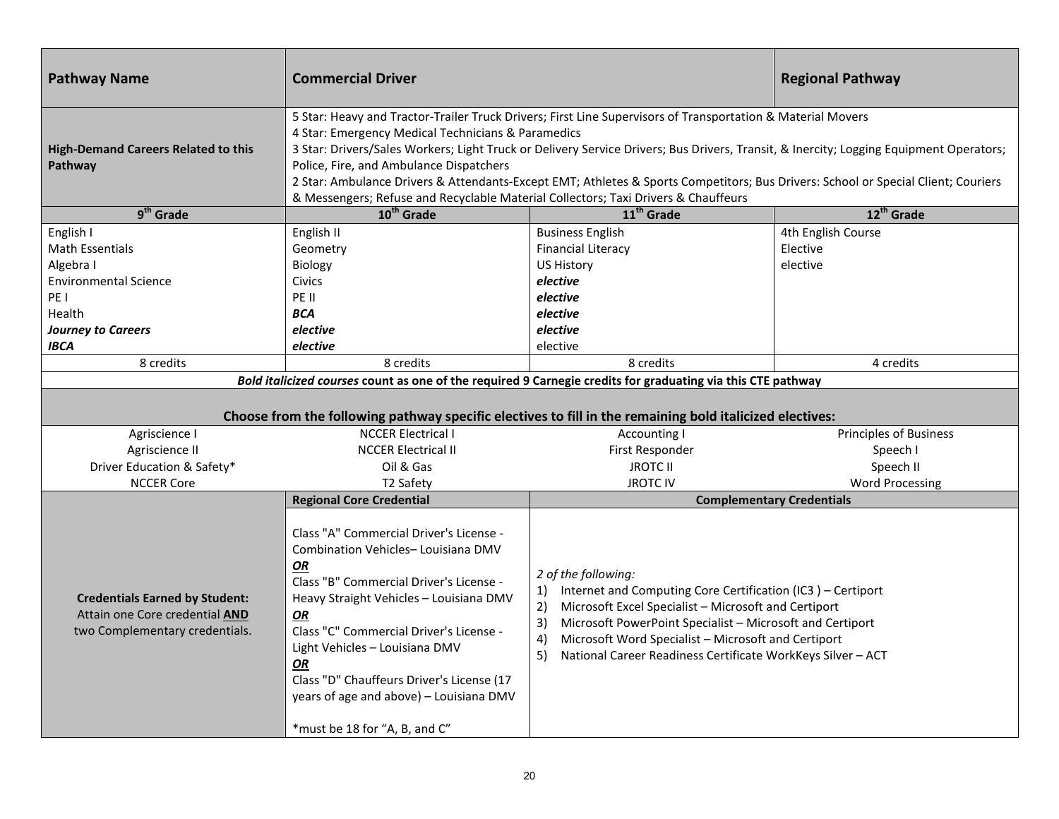| **Pathway Name** | **Commercial Driver** | | **Regional Pathway** |
|---|---|---|---|
| **High-Demand Careers Related to this Pathway** | 5 Star: Heavy and Tractor-Trailer Truck Drivers; First Line Supervisors of Transportation & Material Movers<br>4 Star: Emergency Medical Technicians & Paramedics<br>3 Star: Drivers/Sales Workers; Light Truck or Delivery Service Drivers; Bus Drivers, Transit, & Inercity; Logging Equipment Operators; Police, Fire, and Ambulance Dispatchers<br>2 Star: Ambulance Drivers & Attendants-Except EMT; Athletes & Sports Competitors; Bus Drivers: School or Special Client; Couriers & Messengers; Refuse and Recyclable Material Collectors; Taxi Drivers & Chauffeurs | | |
| **9th Grade** | **10th Grade** | **11th Grade** | **12th Grade** |
| English I<br>Math Essentials<br>Algebra I<br>Environmental Science<br>PE I<br>Health<br>***Journey to Careers***<br>***IBCA*** | English II<br>Geometry<br>Biology<br>Civics<br>PE II<br>***BCA***<br>***elective***<br>***elective*** | Business English<br>Financial Literacy<br>US History<br>***elective***<br>***elective***<br>***elective***<br>***elective***<br>elective | 4th English Course<br>Elective<br>elective |
| 8 credits | 8 credits | 8 credits | 4 credits |
| ***Bold italicized courses*** **count as one of the required 9 Carnegie credits for graduating via this CTE pathway** | | | |
| **Choose from the following pathway specific electives to fill in the remaining bold italicized electives:** | | | |
| Agriscience I | NCCER Electrical I | Accounting I | Principles of Business |
| Agriscience II | NCCER Electrical II | First Responder | Speech I |
| Driver Education & Safety* | Oil & Gas | JROTC II | Speech II |
| NCCER Core | T2 Safety | JROTC IV | Word Processing |
| | **Regional Core Credential** | **Complementary Credentials** | |
| **Credentials Earned by Student:**<br>Attain one Core credential **AND** two Complementary credentials. | Class "A" Commercial Driver's License - Combination Vehicles– Louisiana DMV<br>***OR***<br>Class "B" Commercial Driver's License - Heavy Straight Vehicles – Louisiana DMV<br>***OR***<br>Class "C" Commercial Driver's License - Light Vehicles – Louisiana DMV<br>***OR***<br>Class "D" Chauffeurs Driver's License (17 years of age and above) – Louisiana DMV<br><br>*must be 18 for "A, B, and C" | *2 of the following:*<br>1) Internet and Computing Core Certification (IC3 ) – Certiport<br>2) Microsoft Excel Specialist – Microsoft and Certiport<br>3) Microsoft PowerPoint Specialist – Microsoft and Certiport<br>4) Microsoft Word Specialist – Microsoft and Certiport<br>5) National Career Readiness Certificate WorkKeys Silver – ACT | |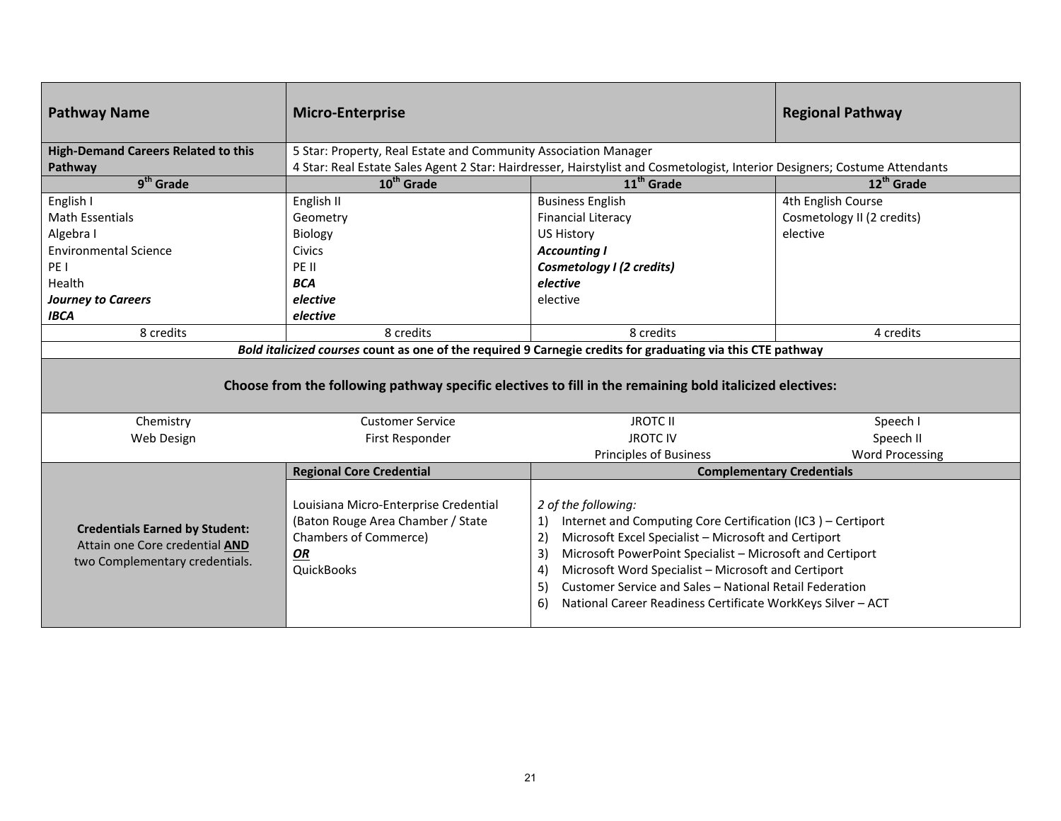| **Pathway Name** | **Micro-Enterprise** | | **Regional Pathway** |
|---|---|---|---|
| **High-Demand Careers Related to this Pathway** | 5 Star: Property, Real Estate and Community Association Manager<br>4 Star: Real Estate Sales Agent 2 Star: Hairdresser, Hairstylist and Cosmetologist, Interior Designers; Costume Attendants | | |
| **9th Grade** | **10th Grade** | **11th Grade** | **12th Grade** |
| English I<br>Math Essentials<br>Algebra I<br>Environmental Science<br>PE I<br>Health<br>***Journey to Careers***<br>***IBCA*** | English II<br>Geometry<br>Biology<br>Civics<br>PE II<br>***BCA***<br>***elective***<br>***elective*** | Business English<br>Financial Literacy<br>US History<br>***Accounting I***<br>***Cosmetology I (2 credits)***<br>***elective***<br>elective | 4th English Course<br>Cosmetology II (2 credits)<br>elective |
| 8 credits | 8 credits | 8 credits | 4 credits |
| ***Bold italicized courses*** **count as one of the required 9 Carnegie credits for graduating via this CTE pathway** | | | |
| **Choose from the following pathway specific electives to fill in the remaining bold italicized electives:** | | | |
| Chemistry<br>Web Design | Customer Service<br>First Responder | JROTC II<br>JROTC IV<br>Principles of Business | Speech I<br>Speech II<br>Word Processing |
| **Credentials Earned by Student:**<br>Attain one Core credential **AND** two Complementary credentials. | **Regional Core Credential**<br><br>Louisiana Micro-Enterprise Credential (Baton Rouge Area Chamber / State Chambers of Commerce)<br>***OR***<br>QuickBooks | **Complementary Credentials**<br><br>*2 of the following:*<br>1) Internet and Computing Core Certification (IC3 ) – Certiport<br>2) Microsoft Excel Specialist – Microsoft and Certiport<br>3) Microsoft PowerPoint Specialist – Microsoft and Certiport<br>4) Microsoft Word Specialist – Microsoft and Certiport<br>5) Customer Service and Sales – National Retail Federation<br>6) National Career Readiness Certificate WorkKeys Silver – ACT | |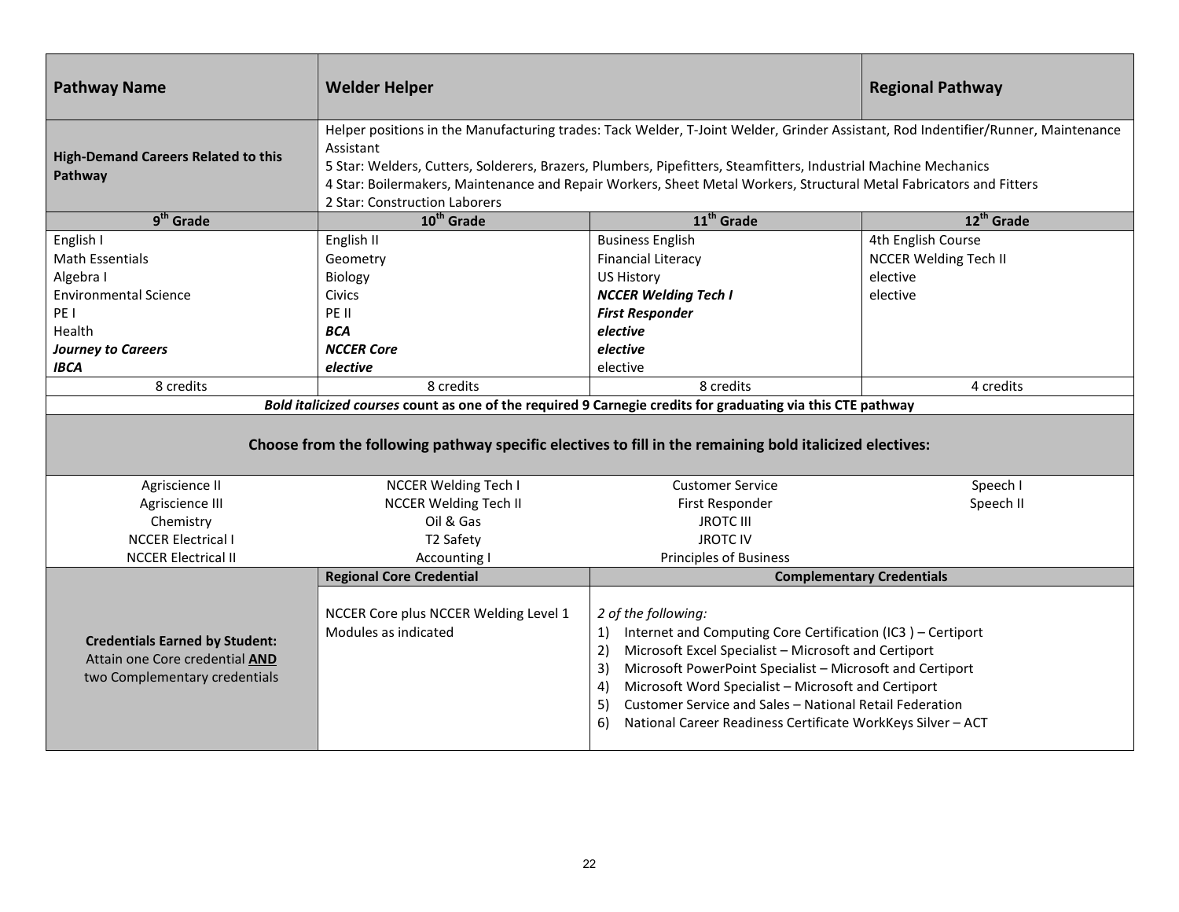| **Pathway Name** | **Welder Helper** | | **Regional Pathway** |
|---|---|---|---|
| **High-Demand Careers Related to this Pathway** | Helper positions in the Manufacturing trades: Tack Welder, T-Joint Welder, Grinder Assistant, Rod Identifier/Runner, Maintenance Assistant<br>5 Star: Welders, Cutters, Solderers, Brazers, Plumbers, Pipefitters, Steamfitters, Industrial Machine Mechanics<br>4 Star: Boilermakers, Maintenance and Repair Workers, Sheet Metal Workers, Structural Metal Fabricators and Fitters<br>2 Star: Construction Laborers | | |
| **9th Grade** | **10th Grade** | **11th Grade** | **12th Grade** |
| English I<br>Math Essentials<br>Algebra I<br>Environmental Science<br>PE I<br>Health<br>***Journey to Careers***<br>***IBCA*** | English II<br>Geometry<br>Biology<br>Civics<br>PE II<br>***BCA***<br>***NCCER Core***<br>***elective*** | Business English<br>Financial Literacy<br>US History<br>***NCCER Welding Tech I***<br>***First Responder***<br>***elective***<br>***elective***<br>elective | 4th English Course<br>NCCER Welding Tech II<br>elective<br>elective |
| 8 credits | 8 credits | 8 credits | 4 credits |
| ***Bold italicized courses* count as one of the required 9 Carnegie credits for graduating via this CTE pathway** | | | |
| **Choose from the following pathway specific electives to fill in the remaining bold italicized electives:** | | | |
| Agriscience II<br>Agriscience III<br>Chemistry<br>NCCER Electrical I<br>NCCER Electrical II | NCCER Welding Tech I<br>NCCER Welding Tech II<br>Oil & Gas<br>T2 Safety<br>Accounting I | Customer Service<br>First Responder<br>JROTC III<br>JROTC IV<br>Principles of Business | Speech I<br>Speech II |
| | **Regional Core Credential** | **Complementary Credentials** | |
| **Credentials Earned by Student:**<br>Attain one Core credential **AND** two Complementary credentials | NCCER Core plus NCCER Welding Level 1 Modules as indicated | *2 of the following:*<br>1) Internet and Computing Core Certification (IC3 ) – Certiport<br>2) Microsoft Excel Specialist – Microsoft and Certiport<br>3) Microsoft PowerPoint Specialist – Microsoft and Certiport<br>4) Microsoft Word Specialist – Microsoft and Certiport<br>5) Customer Service and Sales – National Retail Federation<br>6) National Career Readiness Certificate WorkKeys Silver – ACT | |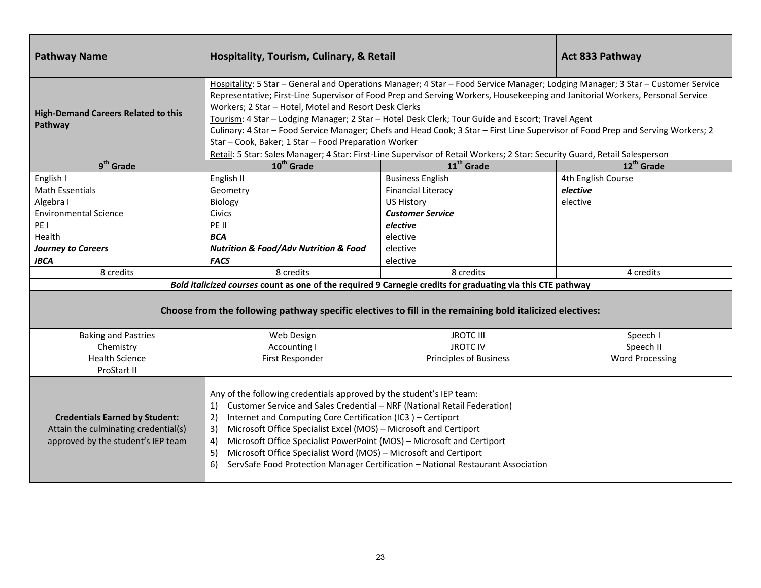| **Pathway Name** | **Hospitality, Tourism, Culinary, & Retail** | | **Act 833 Pathway** |
|---|---|---|---|
| **High-Demand Careers Related to this Pathway** | Hospitality: 5 Star – General and Operations Manager; 4 Star – Food Service Manager; Lodging Manager; 3 Star – Customer Service Representative; First-Line Supervisor of Food Prep and Serving Workers, Housekeeping and Janitorial Workers, Personal Service Workers; 2 Star – Hotel, Motel and Resort Desk Clerks<br>Tourism: 4 Star – Lodging Manager; 2 Star – Hotel Desk Clerk; Tour Guide and Escort; Travel Agent<br>Culinary: 4 Star – Food Service Manager; Chefs and Head Cook; 3 Star – First Line Supervisor of Food Prep and Serving Workers; 2 Star – Cook, Baker; 1 Star – Food Preparation Worker<br>Retail: 5 Star: Sales Manager; 4 Star: First-Line Supervisor of Retail Workers; 2 Star: Security Guard, Retail Salesperson | | |
| **9th Grade** | **10th Grade** | **11th Grade** | **12th Grade** |
| English I<br>Math Essentials<br>Algebra I<br>Environmental Science<br>PE I<br>Health<br>***Journey to Careers***<br>***IBCA*** | English II<br>Geometry<br>Biology<br>Civics<br>PE II<br>***BCA***<br>***Nutrition & Food/Adv Nutrition & Food***<br>***FACS*** | Business English<br>Financial Literacy<br>US History<br>***Customer Service***<br>***elective***<br>elective<br>elective<br>elective | 4th English Course<br>***elective***<br>elective |
| 8 credits | 8 credits | 8 credits | 4 credits |
| ***Bold italicized courses*** **count as one of the required 9 Carnegie credits for graduating via this CTE pathway** | | | |
| **Choose from the following pathway specific electives to fill in the remaining bold italicized electives:** | | | |
| Baking and Pastries<br>Chemistry<br>Health Science<br>ProStart II | Web Design<br>Accounting I<br>First Responder | JROTC III<br>JROTC IV<br>Principles of Business | Speech I<br>Speech II<br>Word Processing |
| **Credentials Earned by Student:**<br>Attain the culminating credential(s) approved by the student's IEP team | Any of the following credentials approved by the student's IEP team:<br>1) Customer Service and Sales Credential – NRF (National Retail Federation)<br>2) Internet and Computing Core Certification (IC3 ) – Certiport<br>3) Microsoft Office Specialist Excel (MOS) – Microsoft and Certiport<br>4) Microsoft Office Specialist PowerPoint (MOS) – Microsoft and Certiport<br>5) Microsoft Office Specialist Word (MOS) – Microsoft and Certiport<br>6) ServSafe Food Protection Manager Certification – National Restaurant Association | | |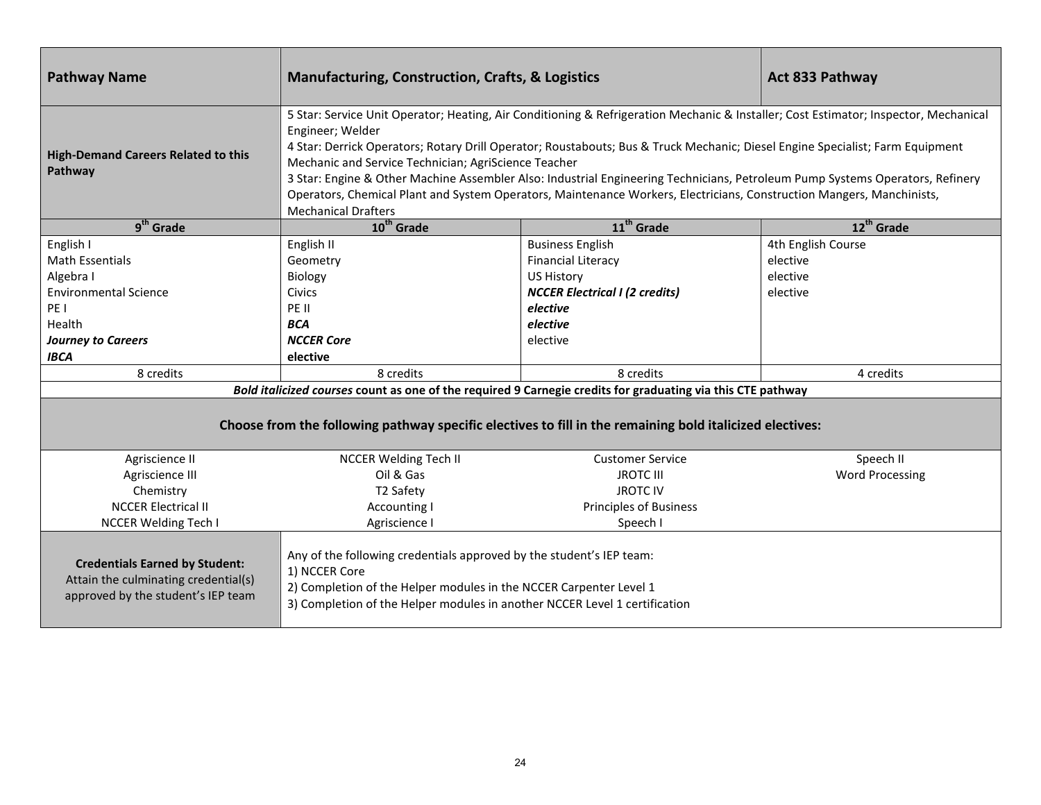| Pathway Name | Manufacturing, Construction, Crafts, & Logistics | | Act 833 Pathway |
|---|---|---|---|
| **High-Demand Careers Related to this Pathway** | 5 Star: Service Unit Operator; Heating, Air Conditioning & Refrigeration Mechanic & Installer; Cost Estimator; Inspector, Mechanical Engineer; Welder<br>4 Star: Derrick Operators; Rotary Drill Operator; Roustabouts; Bus & Truck Mechanic; Diesel Engine Specialist; Farm Equipment Mechanic and Service Technician; AgriScience Teacher<br>3 Star: Engine & Other Machine Assembler Also: Industrial Engineering Technicians, Petroleum Pump Systems Operators, Refinery Operators, Chemical Plant and System Operators, Maintenance Workers, Electricians, Construction Mangers, Manchinists, Mechanical Drafters | | |
| **9th Grade** | **10th Grade** | **11th Grade** | **12th Grade** |
| English I<br>Math Essentials<br>Algebra I<br>Environmental Science<br>PE I<br>Health<br>***Journey to Careers***<br>***IBCA*** | English II<br>Geometry<br>Biology<br>Civics<br>PE II<br>***BCA***<br>***NCCER Core***<br>**elective** | Business English<br>Financial Literacy<br>US History<br>***NCCER Electrical I (2 credits)***<br>***elective***<br>***elective***<br>elective | 4th English Course<br>elective<br>elective<br>elective |
| 8 credits | 8 credits | 8 credits | 4 credits |
| ***Bold italicized courses*** **count as one of the required 9 Carnegie credits for graduating via this CTE pathway** | | | |
| **Choose from the following pathway specific electives to fill in the remaining bold italicized electives:** | | | |
| Agriscience II<br>Agriscience III<br>Chemistry<br>NCCER Electrical II<br>NCCER Welding Tech I | NCCER Welding Tech II<br>Oil & Gas<br>T2 Safety<br>Accounting I<br>Agriscience I | Customer Service<br>JROTC III<br>JROTC IV<br>Principles of Business<br>Speech I | Speech II<br>Word Processing |
| **Credentials Earned by Student:**<br>Attain the culminating credential(s) approved by the student's IEP team | Any of the following credentials approved by the student's IEP team:<br>1) NCCER Core<br>2) Completion of the Helper modules in the NCCER Carpenter Level 1<br>3) Completion of the Helper modules in another NCCER Level 1 certification | | |